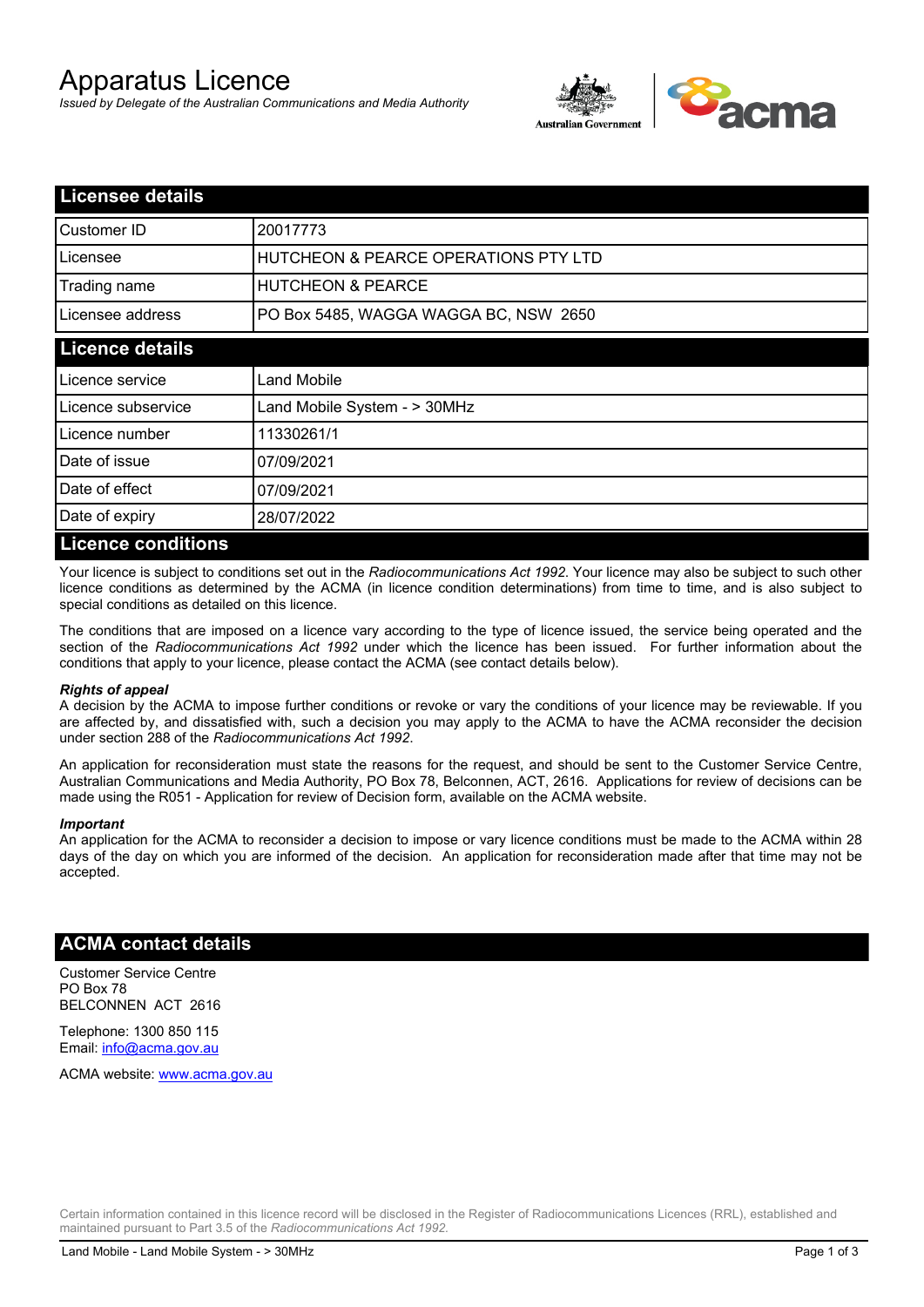# Apparatus Licence

*Issued by Delegate of the Australian Communications and Media Authority*

## Licensee details

| Customer ID | 20017773 |
|---|---|
| Licensee | HUTCHEON & PEARCE OPERATIONS PTY LTD |
| Trading name | HUTCHEON & PEARCE |
| Licensee address | PO Box 5485, WAGGA WAGGA BC, NSW 2650 |

## Licence details

| Licence service | Land Mobile |
|---|---|
| Licence subservice | Land Mobile System - > 30MHz |
| Licence number | 11330261/1 |
| Date of issue | 07/09/2021 |
| Date of effect | 07/09/2021 |
| Date of expiry | 28/07/2022 |

## Licence conditions

Your licence is subject to conditions set out in the *Radiocommunications Act 1992*. Your licence may also be subject to such other licence conditions as determined by the ACMA (in licence condition determinations) from time to time, and is also subject to special conditions as detailed on this licence.

The conditions that are imposed on a licence vary according to the type of licence issued, the service being operated and the section of the *Radiocommunications Act 1992* under which the licence has been issued. For further information about the conditions that apply to your licence, please contact the ACMA (see contact details below).

***Rights of appeal***

A decision by the ACMA to impose further conditions or revoke or vary the conditions of your licence may be reviewable. If you are affected by, and dissatisfied with, such a decision you may apply to the ACMA to have the ACMA reconsider the decision under section 288 of the *Radiocommunications Act 1992*.

An application for reconsideration must state the reasons for the request, and should be sent to the Customer Service Centre, Australian Communications and Media Authority, PO Box 78, Belconnen, ACT, 2616. Applications for review of decisions can be made using the R051 - Application for review of Decision form, available on the ACMA website.

***Important***

An application for the ACMA to reconsider a decision to impose or vary licence conditions must be made to the ACMA within 28 days of the day on which you are informed of the decision. An application for reconsideration made after that time may not be accepted.

## ACMA contact details

Customer Service Centre
PO Box 78
BELCONNEN ACT 2616

Telephone: 1300 850 115
Email: info@acma.gov.au

ACMA website: www.acma.gov.au

Certain information contained in this licence record will be disclosed in the Register of Radiocommunications Licences (RRL), established and maintained pursuant to Part 3.5 of the *Radiocommunications Act 1992.*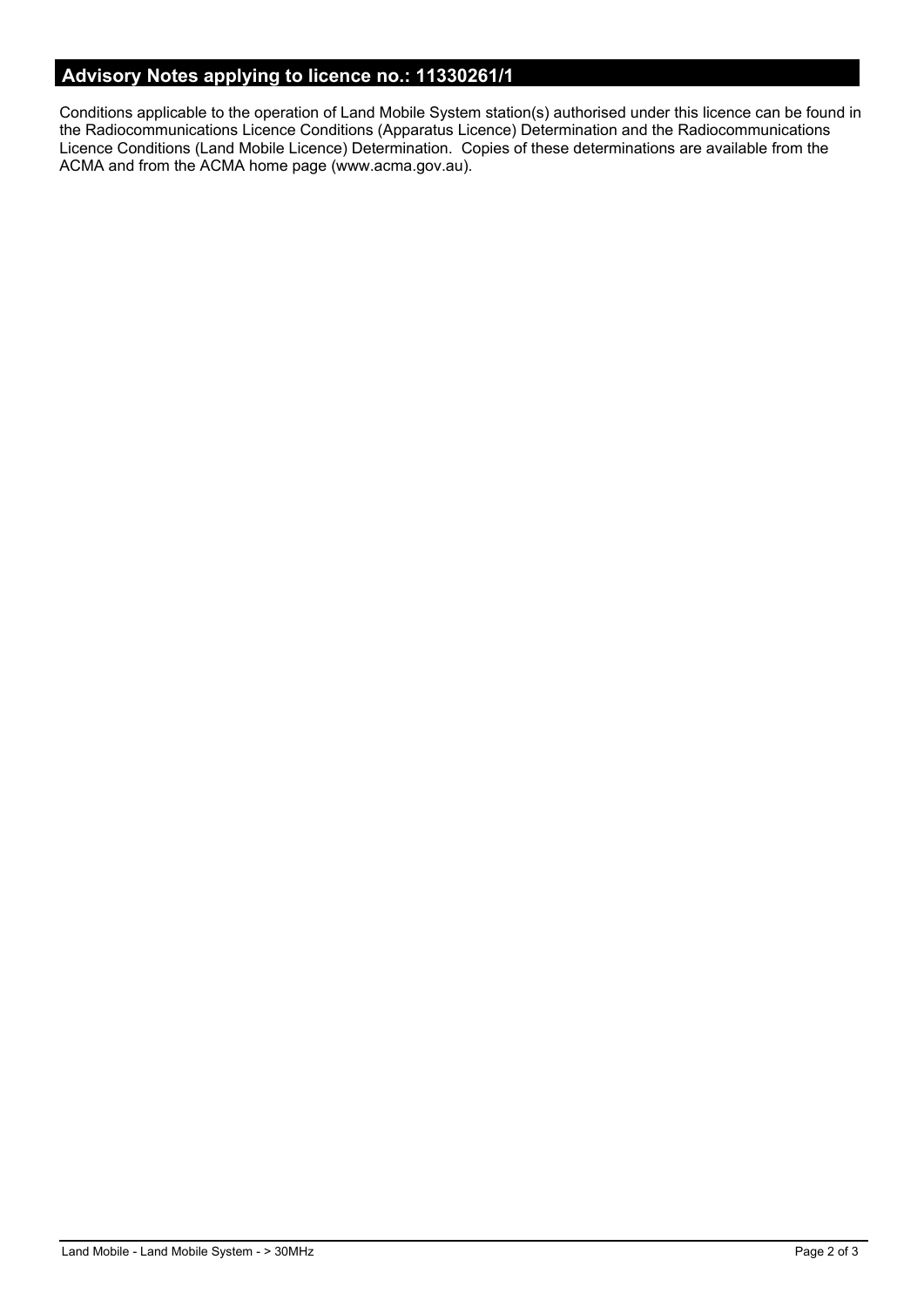## Advisory Notes applying to licence no.: 11330261/1

Conditions applicable to the operation of Land Mobile System station(s) authorised under this licence can be found in the Radiocommunications Licence Conditions (Apparatus Licence) Determination and the Radiocommunications Licence Conditions (Land Mobile Licence) Determination. Copies of these determinations are available from the ACMA and from the ACMA home page (www.acma.gov.au).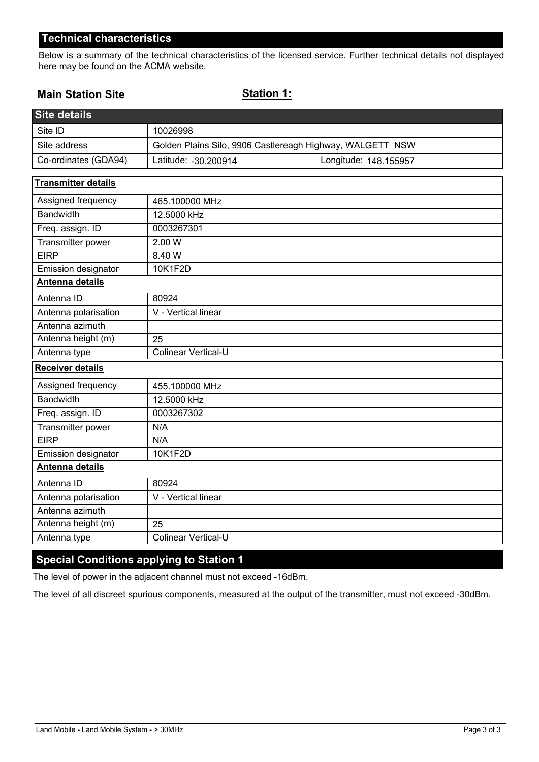## Technical characteristics

Below is a summary of the technical characteristics of the licensed service. Further technical details not displayed here may be found on the ACMA website.

**Main Station Site** **Station 1:**

| Site details | |
|---|---|
| Site ID | 10026998 |
| Site address | Golden Plains Silo, 9906 Castlereagh Highway, WALGETT NSW |
| Co-ordinates (GDA94) | Latitude: -30.200914 Longitude: 148.155957 |

| Transmitter details | |
|---|---|
| Assigned frequency | 465.100000 MHz |
| Bandwidth | 12.5000 kHz |
| Freq. assign. ID | 0003267301 |
| Transmitter power | 2.00 W |
| EIRP | 8.40 W |
| Emission designator | 10K1F2D |
| **Antenna details** | |
| Antenna ID | 80924 |
| Antenna polarisation | V - Vertical linear |
| Antenna azimuth | |
| Antenna height (m) | 25 |
| Antenna type | Colinear Vertical-U |

| Receiver details | |
|---|---|
| Assigned frequency | 455.100000 MHz |
| Bandwidth | 12.5000 kHz |
| Freq. assign. ID | 0003267302 |
| Transmitter power | N/A |
| EIRP | N/A |
| Emission designator | 10K1F2D |
| **Antenna details** | |
| Antenna ID | 80924 |
| Antenna polarisation | V - Vertical linear |
| Antenna azimuth | |
| Antenna height (m) | 25 |
| Antenna type | Colinear Vertical-U |

## Special Conditions applying to Station 1

The level of power in the adjacent channel must not exceed -16dBm.

The level of all discreet spurious components, measured at the output of the transmitter, must not exceed -30dBm.